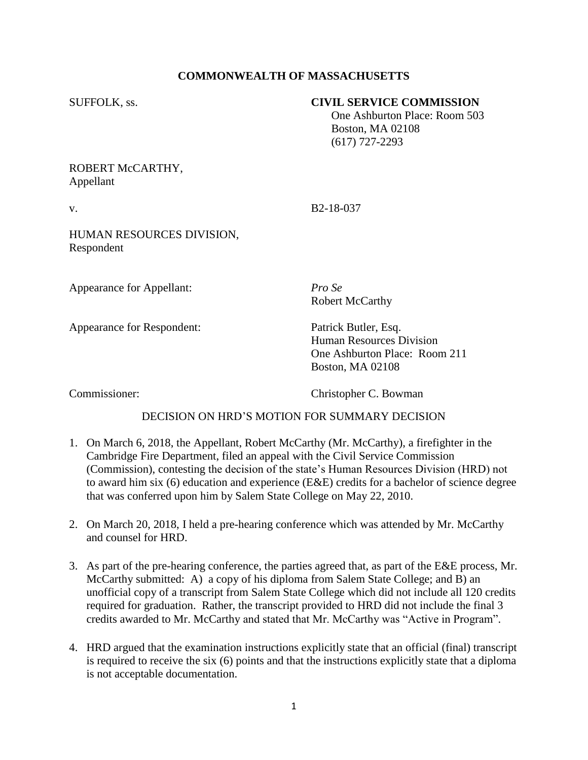**COMMONWEALTH OF MASSACHUSETTS**

SUFFOLK, ss.

**CIVIL SERVICE COMMISSION**
One Ashburton Place: Room 503
Boston, MA 02108
(617) 727-2293

ROBERT McCARTHY,
Appellant

v.

B2-18-037

HUMAN RESOURCES DIVISION,
Respondent

Appearance for Appellant: *Pro Se*
Robert McCarthy

Appearance for Respondent: Patrick Butler, Esq.
Human Resources Division
One Ashburton Place: Room 211
Boston, MA 02108

Commissioner: Christopher C. Bowman

DECISION ON HRD'S MOTION FOR SUMMARY DECISION

1. On March 6, 2018, the Appellant, Robert McCarthy (Mr. McCarthy), a firefighter in the Cambridge Fire Department, filed an appeal with the Civil Service Commission (Commission), contesting the decision of the state's Human Resources Division (HRD) not to award him six (6) education and experience (E&E) credits for a bachelor of science degree that was conferred upon him by Salem State College on May 22, 2010.

2. On March 20, 2018, I held a pre-hearing conference which was attended by Mr. McCarthy and counsel for HRD.

3. As part of the pre-hearing conference, the parties agreed that, as part of the E&E process, Mr. McCarthy submitted: A) a copy of his diploma from Salem State College; and B) an unofficial copy of a transcript from Salem State College which did not include all 120 credits required for graduation. Rather, the transcript provided to HRD did not include the final 3 credits awarded to Mr. McCarthy and stated that Mr. McCarthy was "Active in Program".

4. HRD argued that the examination instructions explicitly state that an official (final) transcript is required to receive the six (6) points and that the instructions explicitly state that a diploma is not acceptable documentation.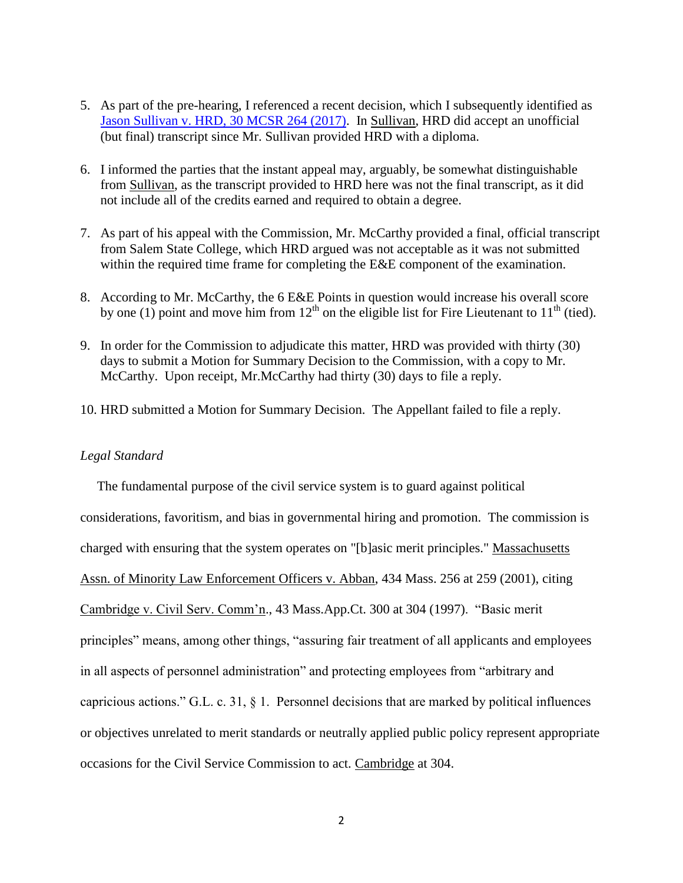5. As part of the pre-hearing, I referenced a recent decision, which I subsequently identified as [Jason Sullivan v. HRD, 30 MCSR 264 (2017)](). In Sullivan, HRD did accept an unofficial (but final) transcript since Mr. Sullivan provided HRD with a diploma.

6. I informed the parties that the instant appeal may, arguably, be somewhat distinguishable from Sullivan, as the transcript provided to HRD here was not the final transcript, as it did not include all of the credits earned and required to obtain a degree.

7. As part of his appeal with the Commission, Mr. McCarthy provided a final, official transcript from Salem State College, which HRD argued was not acceptable as it was not submitted within the required time frame for completing the E&E component of the examination.

8. According to Mr. McCarthy, the 6 E&E Points in question would increase his overall score by one (1) point and move him from 12th on the eligible list for Fire Lieutenant to 11th (tied).

9. In order for the Commission to adjudicate this matter, HRD was provided with thirty (30) days to submit a Motion for Summary Decision to the Commission, with a copy to Mr. McCarthy. Upon receipt, Mr.McCarthy had thirty (30) days to file a reply.

10. HRD submitted a Motion for Summary Decision. The Appellant failed to file a reply.

*Legal Standard*

The fundamental purpose of the civil service system is to guard against political considerations, favoritism, and bias in governmental hiring and promotion. The commission is charged with ensuring that the system operates on "[b]asic merit principles." Massachusetts Assn. of Minority Law Enforcement Officers v. Abban, 434 Mass. 256 at 259 (2001), citing Cambridge v. Civil Serv. Comm'n., 43 Mass.App.Ct. 300 at 304 (1997). "Basic merit principles" means, among other things, "assuring fair treatment of all applicants and employees in all aspects of personnel administration" and protecting employees from "arbitrary and capricious actions." G.L. c. 31, § 1. Personnel decisions that are marked by political influences or objectives unrelated to merit standards or neutrally applied public policy represent appropriate occasions for the Civil Service Commission to act. Cambridge at 304.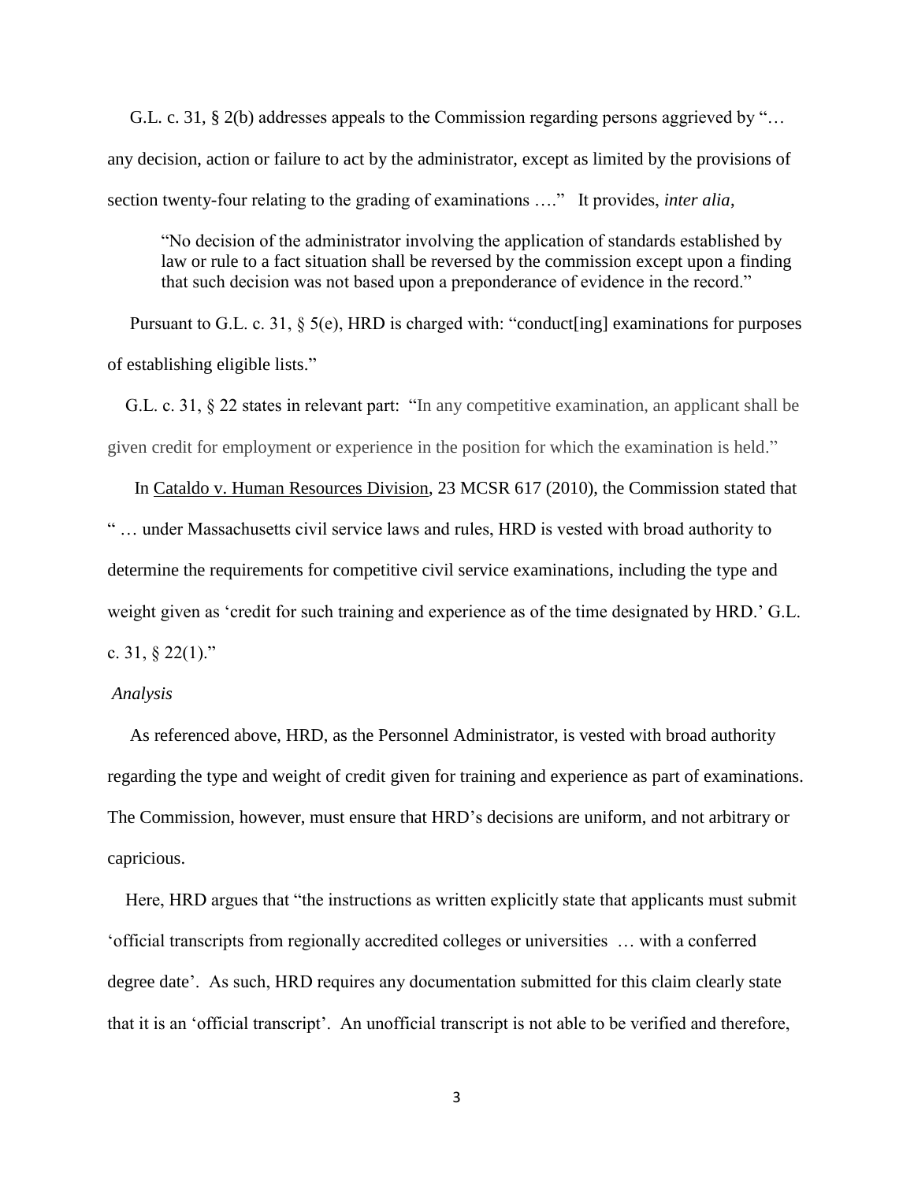G.L. c. 31, § 2(b) addresses appeals to the Commission regarding persons aggrieved by "… any decision, action or failure to act by the administrator, except as limited by the provisions of section twenty-four relating to the grading of examinations …." It provides, *inter alia*,

> "No decision of the administrator involving the application of standards established by law or rule to a fact situation shall be reversed by the commission except upon a finding that such decision was not based upon a preponderance of evidence in the record."

Pursuant to G.L. c. 31, § 5(e), HRD is charged with: "conduct[ing] examinations for purposes of establishing eligible lists."

G.L. c. 31, § 22 states in relevant part: "In any competitive examination, an applicant shall be given credit for employment or experience in the position for which the examination is held."

In Cataldo v. Human Resources Division, 23 MCSR 617 (2010), the Commission stated that " … under Massachusetts civil service laws and rules, HRD is vested with broad authority to determine the requirements for competitive civil service examinations, including the type and weight given as 'credit for such training and experience as of the time designated by HRD.' G.L. c. 31, § 22(1)."

*Analysis*

As referenced above, HRD, as the Personnel Administrator, is vested with broad authority regarding the type and weight of credit given for training and experience as part of examinations. The Commission, however, must ensure that HRD's decisions are uniform, and not arbitrary or capricious.

Here, HRD argues that "the instructions as written explicitly state that applicants must submit 'official transcripts from regionally accredited colleges or universities … with a conferred degree date'. As such, HRD requires any documentation submitted for this claim clearly state that it is an 'official transcript'. An unofficial transcript is not able to be verified and therefore,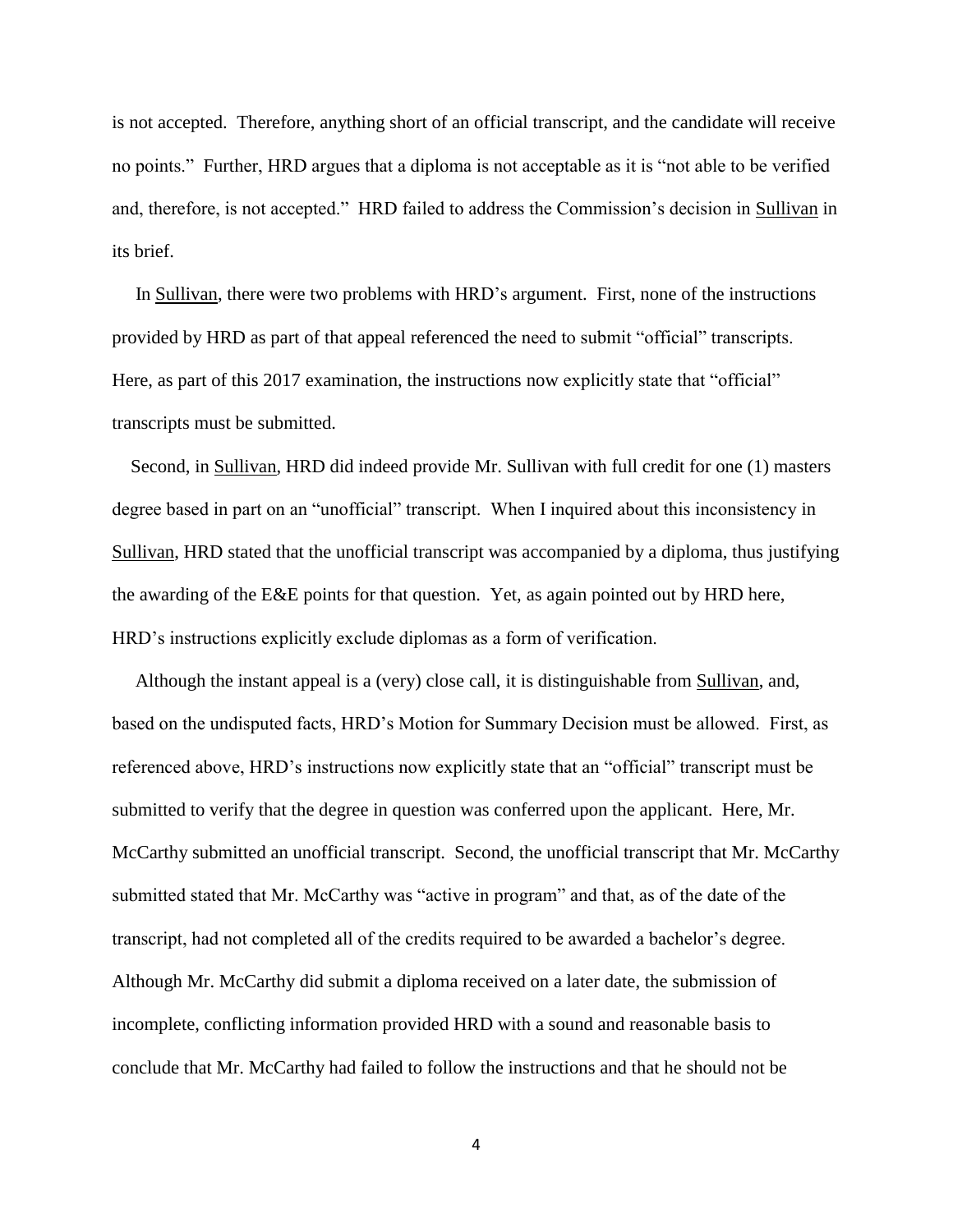is not accepted. Therefore, anything short of an official transcript, and the candidate will receive no points." Further, HRD argues that a diploma is not acceptable as it is "not able to be verified and, therefore, is not accepted." HRD failed to address the Commission's decision in Sullivan in its brief.

In Sullivan, there were two problems with HRD's argument. First, none of the instructions provided by HRD as part of that appeal referenced the need to submit "official" transcripts. Here, as part of this 2017 examination, the instructions now explicitly state that "official" transcripts must be submitted.

Second, in Sullivan, HRD did indeed provide Mr. Sullivan with full credit for one (1) masters degree based in part on an "unofficial" transcript. When I inquired about this inconsistency in Sullivan, HRD stated that the unofficial transcript was accompanied by a diploma, thus justifying the awarding of the E&E points for that question. Yet, as again pointed out by HRD here, HRD's instructions explicitly exclude diplomas as a form of verification.

Although the instant appeal is a (very) close call, it is distinguishable from Sullivan, and, based on the undisputed facts, HRD's Motion for Summary Decision must be allowed. First, as referenced above, HRD's instructions now explicitly state that an "official" transcript must be submitted to verify that the degree in question was conferred upon the applicant. Here, Mr. McCarthy submitted an unofficial transcript. Second, the unofficial transcript that Mr. McCarthy submitted stated that Mr. McCarthy was "active in program" and that, as of the date of the transcript, had not completed all of the credits required to be awarded a bachelor's degree. Although Mr. McCarthy did submit a diploma received on a later date, the submission of incomplete, conflicting information provided HRD with a sound and reasonable basis to conclude that Mr. McCarthy had failed to follow the instructions and that he should not be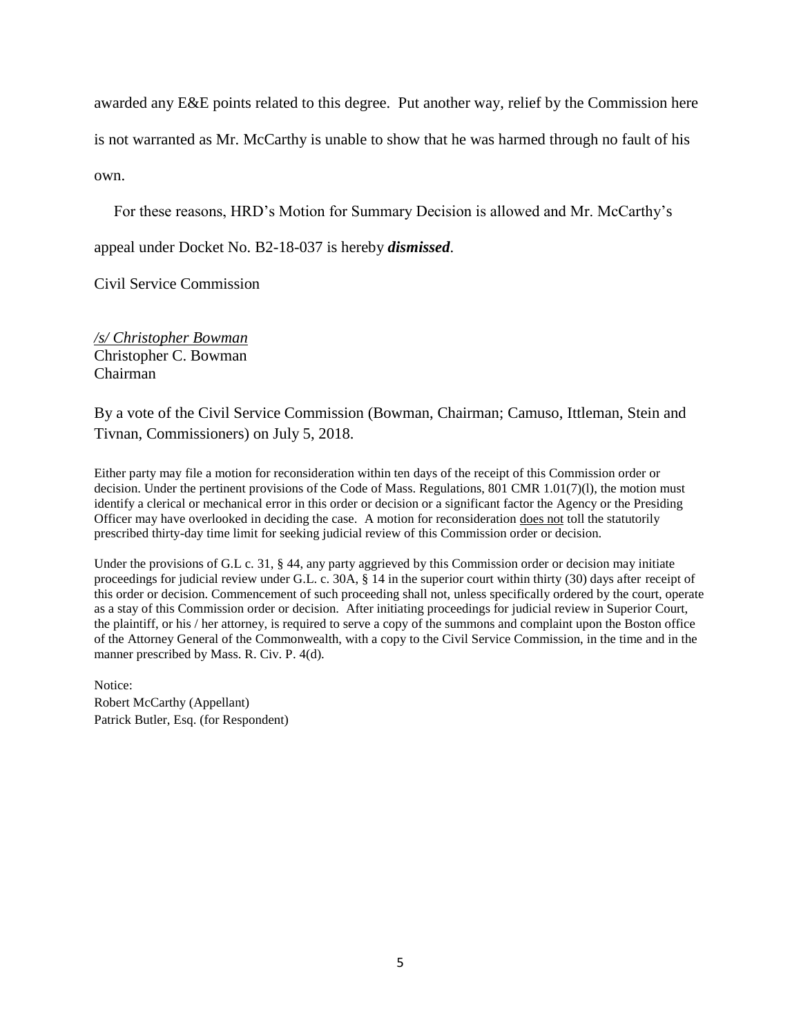awarded any E&E points related to this degree. Put another way, relief by the Commission here is not warranted as Mr. McCarthy is unable to show that he was harmed through no fault of his own.

For these reasons, HRD's Motion for Summary Decision is allowed and Mr. McCarthy's appeal under Docket No. B2-18-037 is hereby ***dismissed***.

Civil Service Commission

*/s/ Christopher Bowman*
Christopher C. Bowman
Chairman

By a vote of the Civil Service Commission (Bowman, Chairman; Camuso, Ittleman, Stein and Tivnan, Commissioners) on July 5, 2018.

Either party may file a motion for reconsideration within ten days of the receipt of this Commission order or decision. Under the pertinent provisions of the Code of Mass. Regulations, 801 CMR 1.01(7)(l), the motion must identify a clerical or mechanical error in this order or decision or a significant factor the Agency or the Presiding Officer may have overlooked in deciding the case. A motion for reconsideration does not toll the statutorily prescribed thirty-day time limit for seeking judicial review of this Commission order or decision.

Under the provisions of G.L c. 31, § 44, any party aggrieved by this Commission order or decision may initiate proceedings for judicial review under G.L. c. 30A, § 14 in the superior court within thirty (30) days after receipt of this order or decision. Commencement of such proceeding shall not, unless specifically ordered by the court, operate as a stay of this Commission order or decision. After initiating proceedings for judicial review in Superior Court, the plaintiff, or his / her attorney, is required to serve a copy of the summons and complaint upon the Boston office of the Attorney General of the Commonwealth, with a copy to the Civil Service Commission, in the time and in the manner prescribed by Mass. R. Civ. P. 4(d).

Notice:
Robert McCarthy (Appellant)
Patrick Butler, Esq. (for Respondent)